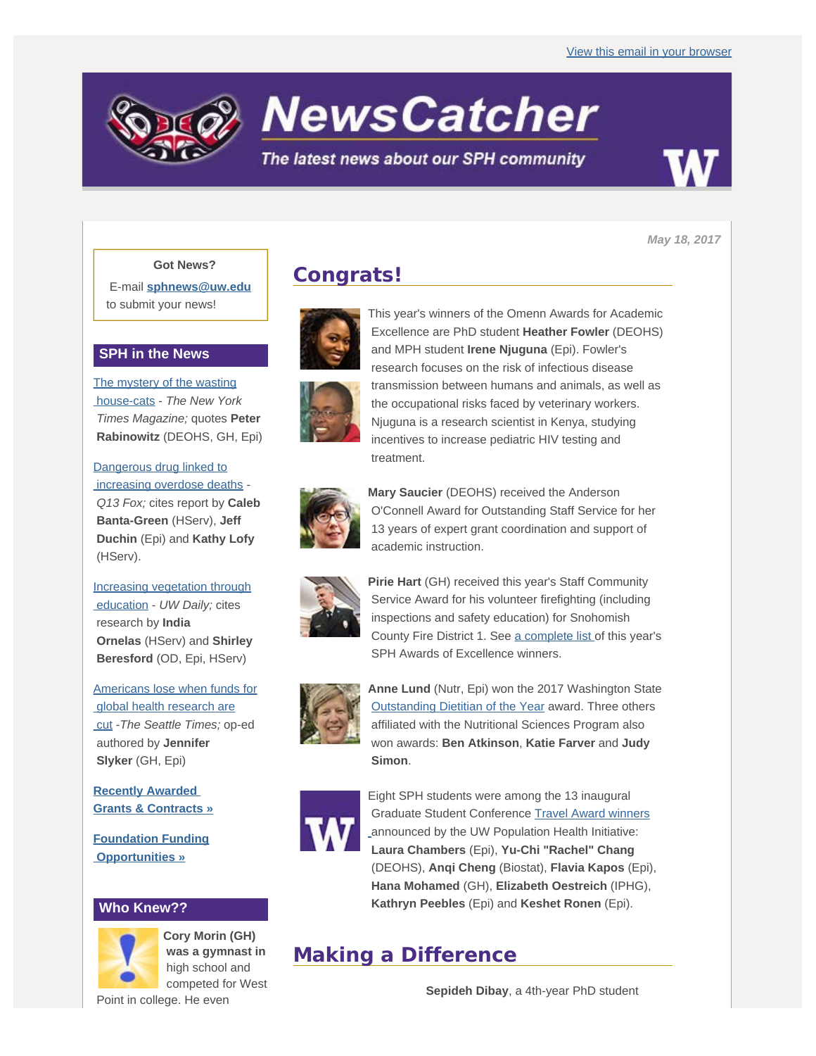View this email in your browser

# NewsCatcher

*The latest news about our SPH community*

*May 18, 2017*

**Got News?**

E-mail **sphnews@uw.edu** to submit your news!

## SPH in the News

The mystery of the wasting house-cats - *The New York Times Magazine;* quotes **Peter Rabinowitz** (DEOHS, GH, Epi)

Dangerous drug linked to increasing overdose deaths - *Q13 Fox;* cites report by **Caleb Banta-Green** (HServ), **Jeff Duchin** (Epi) and **Kathy Lofy** (HServ).

Increasing vegetation through education - *UW Daily;* cites research by **India Ornelas** (HServ) and **Shirley Beresford** (OD, Epi, HServ)

Americans lose when funds for global health research are cut -*The Seattle Times;* op-ed authored by **Jennifer Slyker** (GH, Epi)

**Recently Awarded Grants & Contracts »**

**Foundation Funding Opportunities »**

## Who Knew??

**Cory Morin (GH) was a gymnast in** high school and competed for West Point in college. He even

## Congrats!

This year's winners of the Omenn Awards for Academic Excellence are PhD student **Heather Fowler** (DEOHS) and MPH student **Irene Njuguna** (Epi). Fowler's research focuses on the risk of infectious disease transmission between humans and animals, as well as the occupational risks faced by veterinary workers. Njuguna is a research scientist in Kenya, studying incentives to increase pediatric HIV testing and treatment.

**Mary Saucier** (DEOHS) received the Anderson O'Connell Award for Outstanding Staff Service for her 13 years of expert grant coordination and support of academic instruction.

**Pirie Hart** (GH) received this year's Staff Community Service Award for his volunteer firefighting (including inspections and safety education) for Snohomish County Fire District 1. See a complete list of this year's SPH Awards of Excellence winners.

**Anne Lund** (Nutr, Epi) won the 2017 Washington State Outstanding Dietitian of the Year award. Three others affiliated with the Nutritional Sciences Program also won awards: **Ben Atkinson**, **Katie Farver** and **Judy Simon**.

Eight SPH students were among the 13 inaugural Graduate Student Conference Travel Award winners announced by the UW Population Health Initiative: **Laura Chambers** (Epi), **Yu-Chi "Rachel" Chang** (DEOHS), **Anqi Cheng** (Biostat), **Flavia Kapos** (Epi), **Hana Mohamed** (GH), **Elizabeth Oestreich** (IPHG), **Kathryn Peebles** (Epi) and **Keshet Ronen** (Epi).

## Making a Difference

**Sepideh Dibay**, a 4th-year PhD student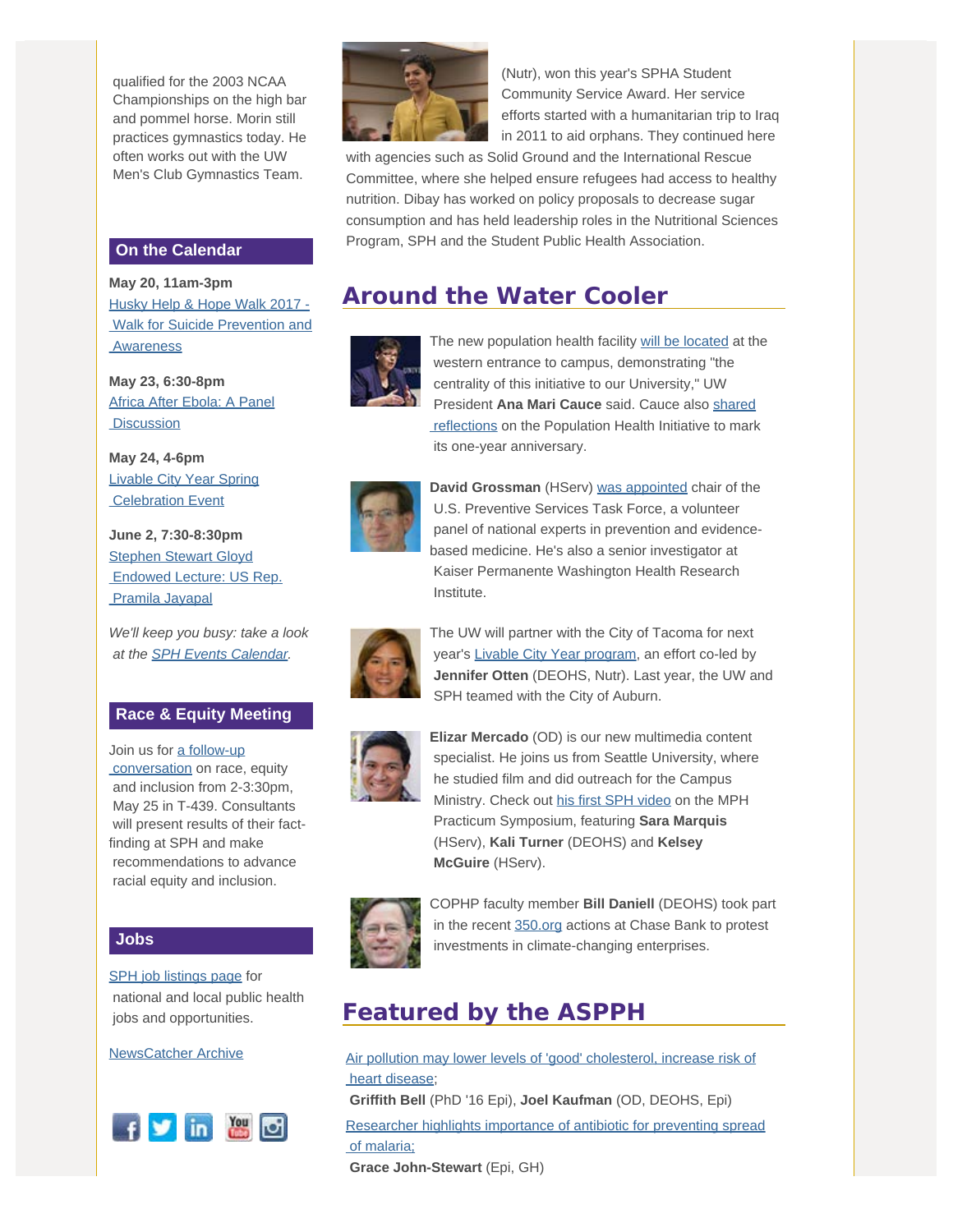qualified for the 2003 NCAA Championships on the high bar and pommel horse. Morin still practices gymnastics today. He often works out with the UW Men's Club Gymnastics Team.

## On the Calendar

**May 20, 11am-3pm**
Husky Help & Hope Walk 2017 - Walk for Suicide Prevention and Awareness

**May 23, 6:30-8pm**
Africa After Ebola: A Panel Discussion

**May 24, 4-6pm**
Livable City Year Spring Celebration Event

**June 2, 7:30-8:30pm**
Stephen Stewart Gloyd Endowed Lecture: US Rep. Pramila Jayapal

*We'll keep you busy: take a look at the SPH Events Calendar.*

## Race & Equity Meeting

Join us for a follow-up conversation on race, equity and inclusion from 2-3:30pm, May 25 in T-439. Consultants will present results of their fact-finding at SPH and make recommendations to advance racial equity and inclusion.

## Jobs

SPH job listings page for national and local public health jobs and opportunities.

NewsCatcher Archive

(Nutr), won this year's SPHA Student Community Service Award. Her service efforts started with a humanitarian trip to Iraq in 2011 to aid orphans. They continued here with agencies such as Solid Ground and the International Rescue Committee, where she helped ensure refugees had access to healthy nutrition. Dibay has worked on policy proposals to decrease sugar consumption and has held leadership roles in the Nutritional Sciences Program, SPH and the Student Public Health Association.

## Around the Water Cooler

The new population health facility will be located at the western entrance to campus, demonstrating "the centrality of this initiative to our University," UW President **Ana Mari Cauce** said. Cauce also shared reflections on the Population Health Initiative to mark its one-year anniversary.

**David Grossman** (HServ) was appointed chair of the U.S. Preventive Services Task Force, a volunteer panel of national experts in prevention and evidence-based medicine. He's also a senior investigator at Kaiser Permanente Washington Health Research Institute.

The UW will partner with the City of Tacoma for next year's Livable City Year program, an effort co-led by **Jennifer Otten** (DEOHS, Nutr). Last year, the UW and SPH teamed with the City of Auburn.

**Elizar Mercado** (OD) is our new multimedia content specialist. He joins us from Seattle University, where he studied film and did outreach for the Campus Ministry. Check out his first SPH video on the MPH Practicum Symposium, featuring **Sara Marquis** (HServ), **Kali Turner** (DEOHS) and **Kelsey McGuire** (HServ).

COPHP faculty member **Bill Daniell** (DEOHS) took part in the recent 350.org actions at Chase Bank to protest investments in climate-changing enterprises.

## Featured by the ASPPH

Air pollution may lower levels of 'good' cholesterol, increase risk of heart disease;
**Griffith Bell** (PhD '16 Epi), **Joel Kaufman** (OD, DEOHS, Epi)

Researcher highlights importance of antibiotic for preventing spread of malaria;
**Grace John-Stewart** (Epi, GH)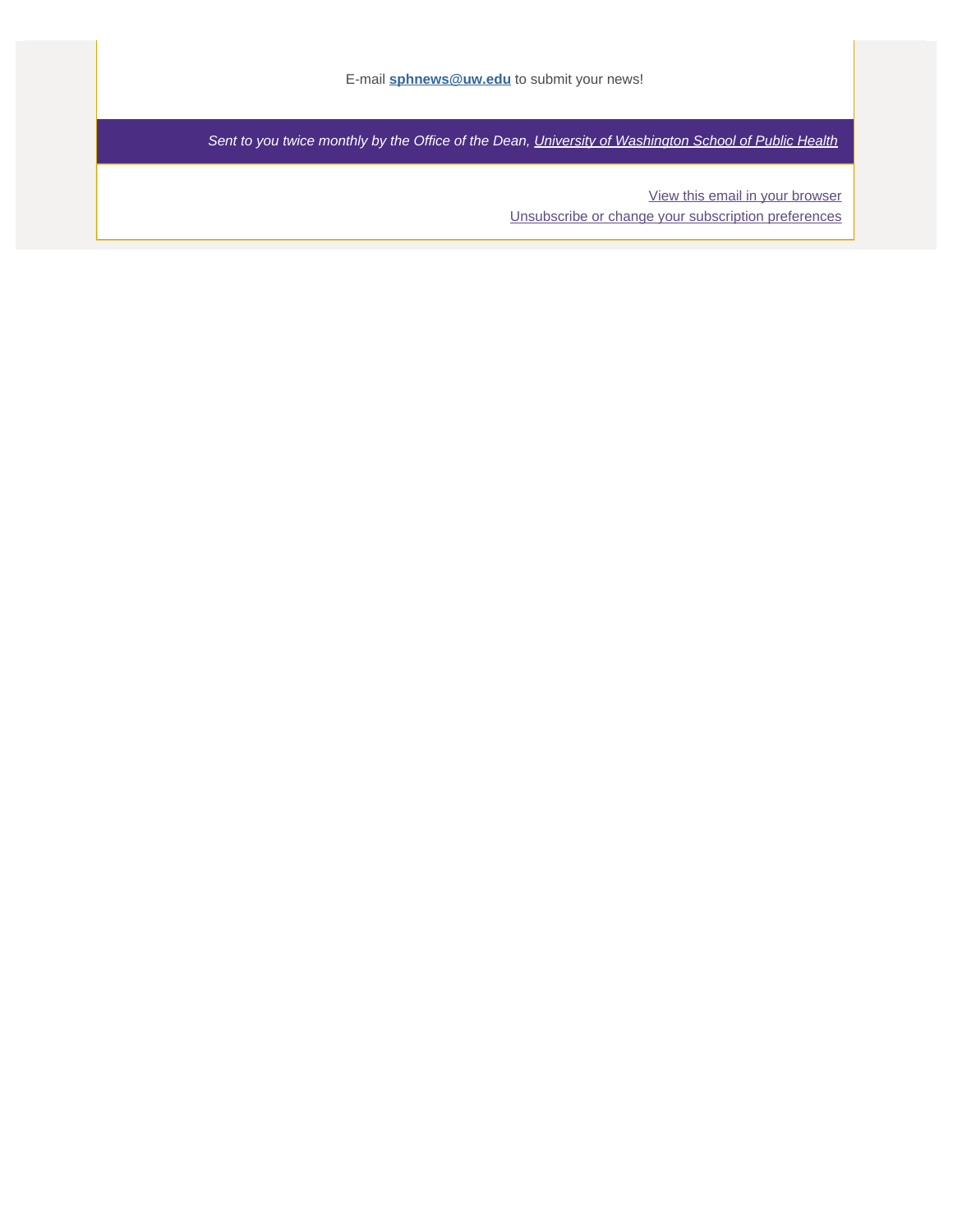E-mail **sphnews@uw.edu** to submit your news!

*Sent to you twice monthly by the Office of the Dean, University of Washington School of Public Health*

View this email in your browser
Unsubscribe or change your subscription preferences